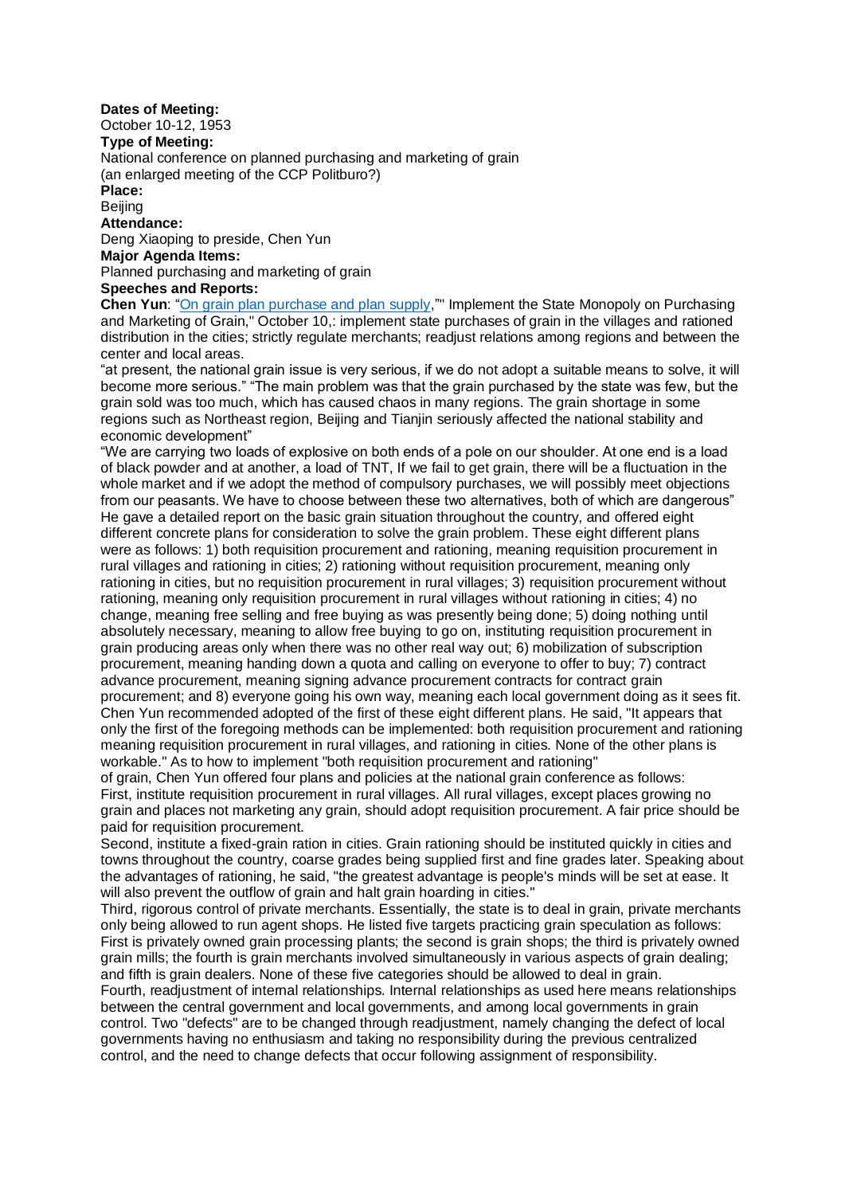**Dates of Meeting:**
October 10-12, 1953
**Type of Meeting:**
National conference on planned purchasing and marketing of grain
(an enlarged meeting of the CCP Politburo?)
**Place:**
Beijing
**Attendance:**
Deng Xiaoping to preside, Chen Yun
**Major Agenda Items:**
Planned purchasing and marketing of grain
**Speeches and Reports:**
**Chen Yun**: "On grain plan purchase and plan supply,"' Implement the State Monopoly on Purchasing and Marketing of Grain," October 10,: implement state purchases of grain in the villages and rationed distribution in the cities; strictly regulate merchants; readjust relations among regions and between the center and local areas.
"at present, the national grain issue is very serious, if we do not adopt a suitable means to solve, it will become more serious." "The main problem was that the grain purchased by the state was few, but the grain sold was too much, which has caused chaos in many regions. The grain shortage in some regions such as Northeast region, Beijing and Tianjin seriously affected the national stability and economic development"
"We are carrying two loads of explosive on both ends of a pole on our shoulder. At one end is a load of black powder and at another, a load of TNT, If we fail to get grain, there will be a fluctuation in the whole market and if we adopt the method of compulsory purchases, we will possibly meet objections from our peasants. We have to choose between these two alternatives, both of which are dangerous"
He gave a detailed report on the basic grain situation throughout the country, and offered eight different concrete plans for consideration to solve the grain problem. These eight different plans were as follows: 1) both requisition procurement and rationing, meaning requisition procurement in rural villages and rationing in cities; 2) rationing without requisition procurement, meaning only rationing in cities, but no requisition procurement in rural villages; 3) requisition procurement without rationing, meaning only requisition procurement in rural villages without rationing in cities; 4) no change, meaning free selling and free buying as was presently being done; 5) doing nothing until absolutely necessary, meaning to allow free buying to go on, instituting requisition procurement in grain producing areas only when there was no other real way out; 6) mobilization of subscription procurement, meaning handing down a quota and calling on everyone to offer to buy; 7) contract advance procurement, meaning signing advance procurement contracts for contract grain procurement; and 8) everyone going his own way, meaning each local government doing as it sees fit. Chen Yun recommended adopted of the first of these eight different plans. He said, "It appears that only the first of the foregoing methods can be implemented: both requisition procurement and rationing meaning requisition procurement in rural villages, and rationing in cities. None of the other plans is workable." As to how to implement "both requisition procurement and rationing"
of grain, Chen Yun offered four plans and policies at the national grain conference as follows:
First, institute requisition procurement in rural villages. All rural villages, except places growing no grain and places not marketing any grain, should adopt requisition procurement. A fair price should be paid for requisition procurement.
Second, institute a fixed-grain ration in cities. Grain rationing should be instituted quickly in cities and towns throughout the country, coarse grades being supplied first and fine grades later. Speaking about the advantages of rationing, he said, "the greatest advantage is people's minds will be set at ease. It will also prevent the outflow of grain and halt grain hoarding in cities."
Third, rigorous control of private merchants. Essentially, the state is to deal in grain, private merchants only being allowed to run agent shops. He listed five targets practicing grain speculation as follows: First is privately owned grain processing plants; the second is grain shops; the third is privately owned grain mills; the fourth is grain merchants involved simultaneously in various aspects of grain dealing; and fifth is grain dealers. None of these five categories should be allowed to deal in grain.
Fourth, readjustment of internal relationships. Internal relationships as used here means relationships between the central government and local governments, and among local governments in grain control. Two "defects" are to be changed through readjustment, namely changing the defect of local governments having no enthusiasm and taking no responsibility during the previous centralized control, and the need to change defects that occur following assignment of responsibility.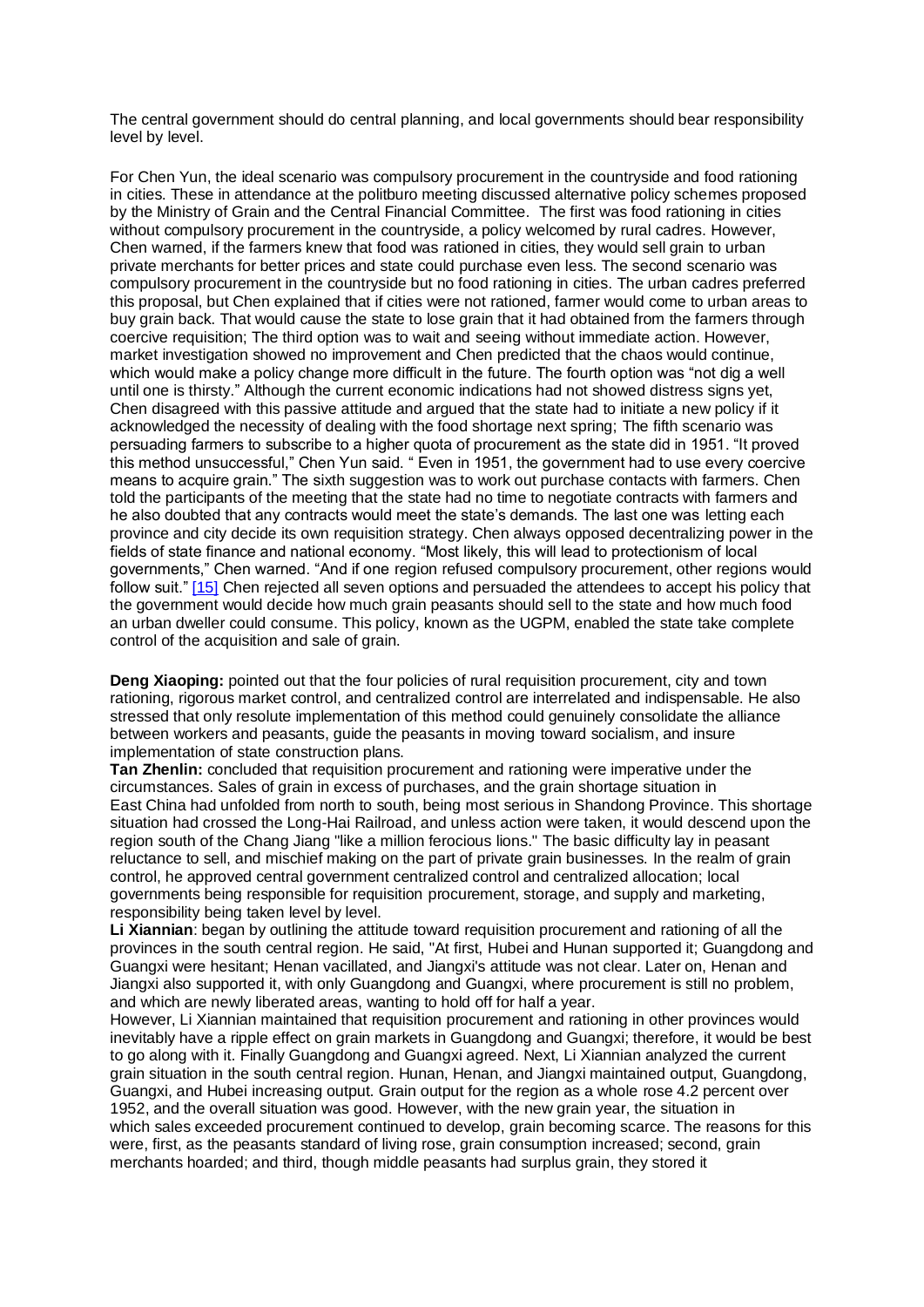The central government should do central planning, and local governments should bear responsibility level by level.

For Chen Yun, the ideal scenario was compulsory procurement in the countryside and food rationing in cities. These in attendance at the politburo meeting discussed alternative policy schemes proposed by the Ministry of Grain and the Central Financial Committee. The first was food rationing in cities without compulsory procurement in the countryside, a policy welcomed by rural cadres. However, Chen warned, if the farmers knew that food was rationed in cities, they would sell grain to urban private merchants for better prices and state could purchase even less. The second scenario was compulsory procurement in the countryside but no food rationing in cities. The urban cadres preferred this proposal, but Chen explained that if cities were not rationed, farmer would come to urban areas to buy grain back. That would cause the state to lose grain that it had obtained from the farmers through coercive requisition; The third option was to wait and seeing without immediate action. However, market investigation showed no improvement and Chen predicted that the chaos would continue, which would make a policy change more difficult in the future. The fourth option was "not dig a well until one is thirsty." Although the current economic indications had not showed distress signs yet, Chen disagreed with this passive attitude and argued that the state had to initiate a new policy if it acknowledged the necessity of dealing with the food shortage next spring; The fifth scenario was persuading farmers to subscribe to a higher quota of procurement as the state did in 1951. "It proved this method unsuccessful," Chen Yun said. " Even in 1951, the government had to use every coercive means to acquire grain." The sixth suggestion was to work out purchase contacts with farmers. Chen told the participants of the meeting that the state had no time to negotiate contracts with farmers and he also doubted that any contracts would meet the state's demands. The last one was letting each province and city decide its own requisition strategy. Chen always opposed decentralizing power in the fields of state finance and national economy. "Most likely, this will lead to protectionism of local governments," Chen warned. "And if one region refused compulsory procurement, other regions would follow suit." [15] Chen rejected all seven options and persuaded the attendees to accept his policy that the government would decide how much grain peasants should sell to the state and how much food an urban dweller could consume. This policy, known as the UGPM, enabled the state take complete control of the acquisition and sale of grain.

**Deng Xiaoping:** pointed out that the four policies of rural requisition procurement, city and town rationing, rigorous market control, and centralized control are interrelated and indispensable. He also stressed that only resolute implementation of this method could genuinely consolidate the alliance between workers and peasants, guide the peasants in moving toward socialism, and insure implementation of state construction plans.

**Tan Zhenlin:** concluded that requisition procurement and rationing were imperative under the circumstances. Sales of grain in excess of purchases, and the grain shortage situation in East China had unfolded from north to south, being most serious in Shandong Province. This shortage situation had crossed the Long-Hai Railroad, and unless action were taken, it would descend upon the region south of the Chang Jiang "like a million ferocious lions." The basic difficulty lay in peasant reluctance to sell, and mischief making on the part of private grain businesses. In the realm of grain control, he approved central government centralized control and centralized allocation; local governments being responsible for requisition procurement, storage, and supply and marketing, responsibility being taken level by level.

**Li Xiannian**: began by outlining the attitude toward requisition procurement and rationing of all the provinces in the south central region. He said, "At first, Hubei and Hunan supported it; Guangdong and Guangxi were hesitant; Henan vacillated, and Jiangxi's attitude was not clear. Later on, Henan and Jiangxi also supported it, with only Guangdong and Guangxi, where procurement is still no problem, and which are newly liberated areas, wanting to hold off for half a year.

However, Li Xiannian maintained that requisition procurement and rationing in other provinces would inevitably have a ripple effect on grain markets in Guangdong and Guangxi; therefore, it would be best to go along with it. Finally Guangdong and Guangxi agreed. Next, Li Xiannian analyzed the current grain situation in the south central region. Hunan, Henan, and Jiangxi maintained output, Guangdong, Guangxi, and Hubei increasing output. Grain output for the region as a whole rose 4.2 percent over 1952, and the overall situation was good. However, with the new grain year, the situation in which sales exceeded procurement continued to develop, grain becoming scarce. The reasons for this were, first, as the peasants standard of living rose, grain consumption increased; second, grain merchants hoarded; and third, though middle peasants had surplus grain, they stored it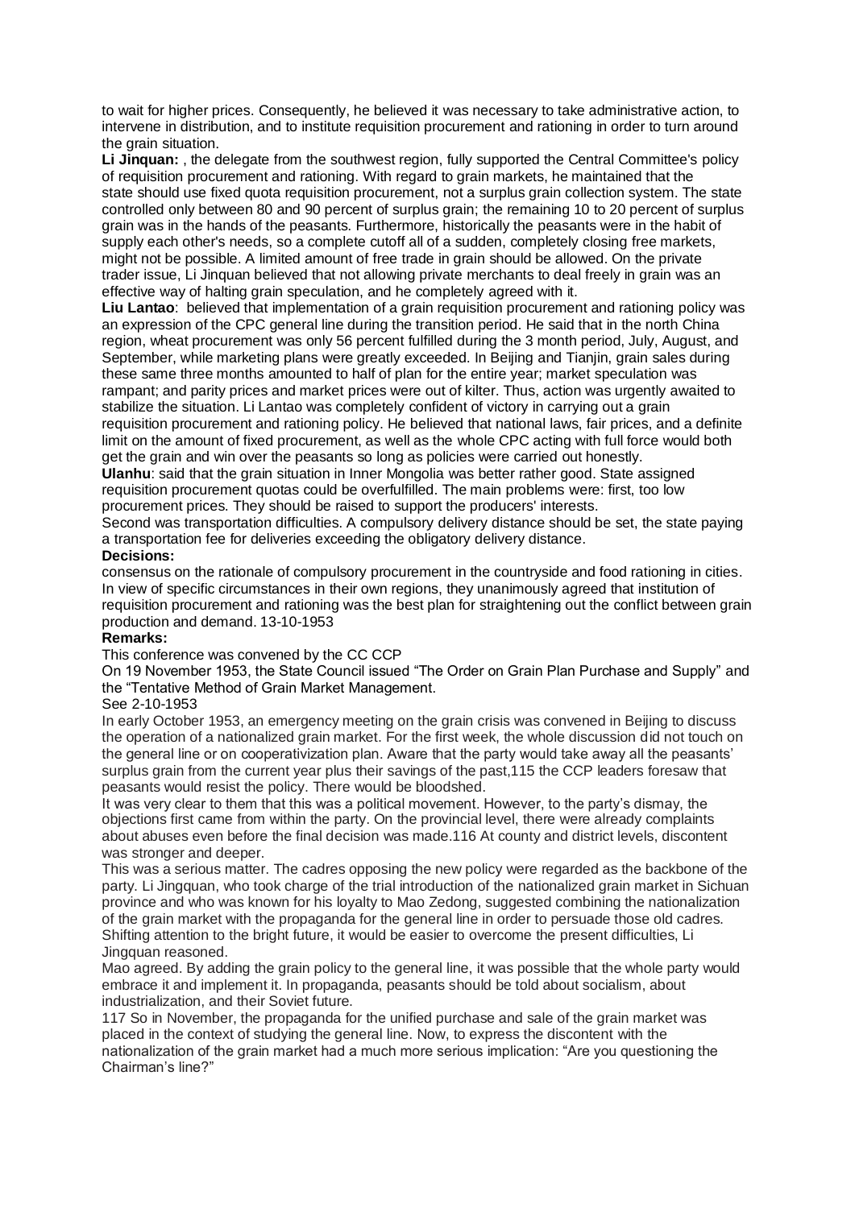to wait for higher prices. Consequently, he believed it was necessary to take administrative action, to intervene in distribution, and to institute requisition procurement and rationing in order to turn around the grain situation.

**Li Jinquan:** , the delegate from the southwest region, fully supported the Central Committee's policy of requisition procurement and rationing. With regard to grain markets, he maintained that the state should use fixed quota requisition procurement, not a surplus grain collection system. The state controlled only between 80 and 90 percent of surplus grain; the remaining 10 to 20 percent of surplus grain was in the hands of the peasants. Furthermore, historically the peasants were in the habit of supply each other's needs, so a complete cutoff all of a sudden, completely closing free markets, might not be possible. A limited amount of free trade in grain should be allowed. On the private trader issue, Li Jinquan believed that not allowing private merchants to deal freely in grain was an effective way of halting grain speculation, and he completely agreed with it.

**Liu Lantao**: believed that implementation of a grain requisition procurement and rationing policy was an expression of the CPC general line during the transition period. He said that in the north China region, wheat procurement was only 56 percent fulfilled during the 3 month period, July, August, and September, while marketing plans were greatly exceeded. In Beijing and Tianjin, grain sales during these same three months amounted to half of plan for the entire year; market speculation was rampant; and parity prices and market prices were out of kilter. Thus, action was urgently awaited to stabilize the situation. Li Lantao was completely confident of victory in carrying out a grain requisition procurement and rationing policy. He believed that national laws, fair prices, and a definite limit on the amount of fixed procurement, as well as the whole CPC acting with full force would both get the grain and win over the peasants so long as policies were carried out honestly.

**Ulanhu**: said that the grain situation in Inner Mongolia was better rather good. State assigned requisition procurement quotas could be overfulfilled. The main problems were: first, too low procurement prices. They should be raised to support the producers' interests.
Second was transportation difficulties. A compulsory delivery distance should be set, the state paying a transportation fee for deliveries exceeding the obligatory delivery distance.

**Decisions:**

consensus on the rationale of compulsory procurement in the countryside and food rationing in cities. In view of specific circumstances in their own regions, they unanimously agreed that institution of requisition procurement and rationing was the best plan for straightening out the conflict between grain production and demand. 13-10-1953

**Remarks:**

This conference was convened by the CC CCP

On 19 November 1953, the State Council issued "The Order on Grain Plan Purchase and Supply" and the "Tentative Method of Grain Market Management.

See 2-10-1953

In early October 1953, an emergency meeting on the grain crisis was convened in Beijing to discuss the operation of a nationalized grain market. For the first week, the whole discussion did not touch on the general line or on cooperativization plan. Aware that the party would take away all the peasants' surplus grain from the current year plus their savings of the past,115 the CCP leaders foresaw that peasants would resist the policy. There would be bloodshed.

It was very clear to them that this was a political movement. However, to the party's dismay, the objections first came from within the party. On the provincial level, there were already complaints about abuses even before the final decision was made.116 At county and district levels, discontent was stronger and deeper.

This was a serious matter. The cadres opposing the new policy were regarded as the backbone of the party. Li Jingquan, who took charge of the trial introduction of the nationalized grain market in Sichuan province and who was known for his loyalty to Mao Zedong, suggested combining the nationalization of the grain market with the propaganda for the general line in order to persuade those old cadres. Shifting attention to the bright future, it would be easier to overcome the present difficulties, Li Jingquan reasoned.

Mao agreed. By adding the grain policy to the general line, it was possible that the whole party would embrace it and implement it. In propaganda, peasants should be told about socialism, about industrialization, and their Soviet future.

117 So in November, the propaganda for the unified purchase and sale of the grain market was placed in the context of studying the general line. Now, to express the discontent with the nationalization of the grain market had a much more serious implication: "Are you questioning the Chairman's line?"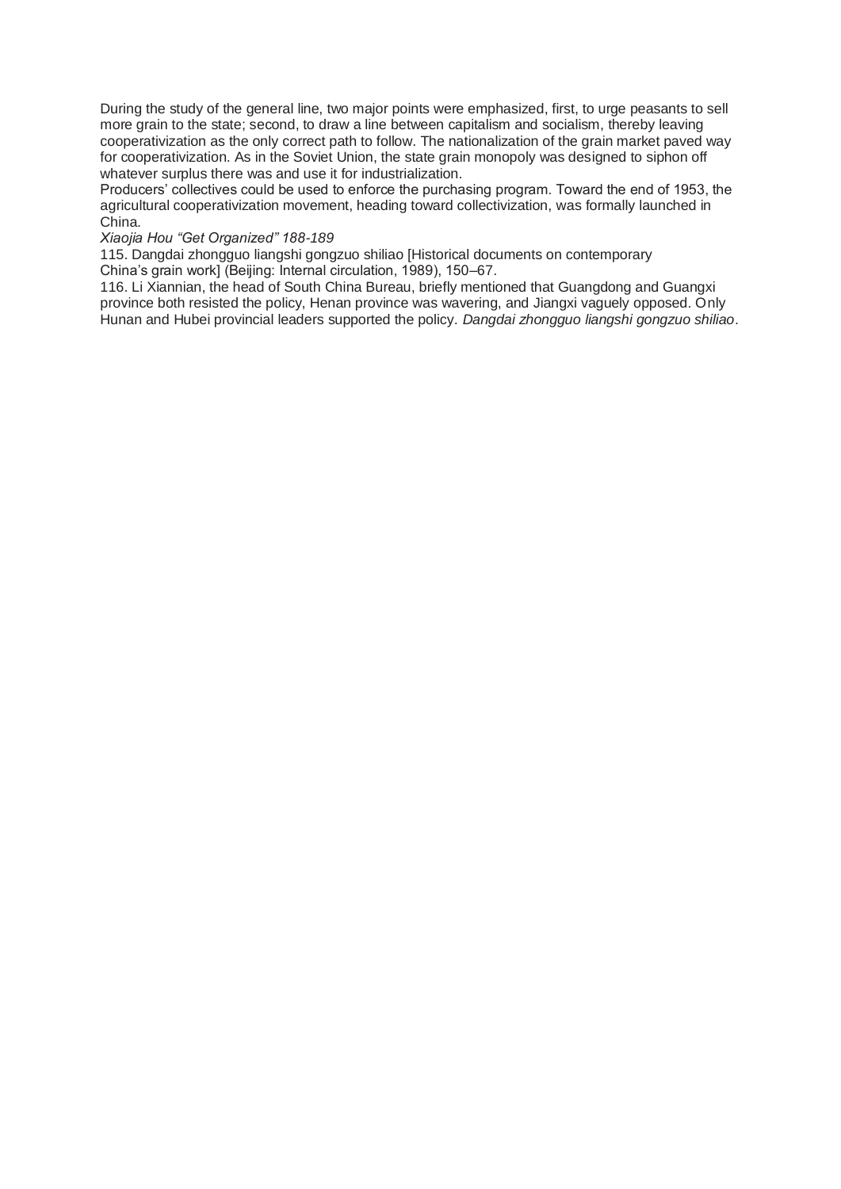During the study of the general line, two major points were emphasized, first, to urge peasants to sell more grain to the state; second, to draw a line between capitalism and socialism, thereby leaving cooperativization as the only correct path to follow. The nationalization of the grain market paved way for cooperativization. As in the Soviet Union, the state grain monopoly was designed to siphon off whatever surplus there was and use it for industrialization.

Producers' collectives could be used to enforce the purchasing program. Toward the end of 1953, the agricultural cooperativization movement, heading toward collectivization, was formally launched in China.

*Xiaojia Hou "Get Organized" 188-189*

115. Dangdai zhongguo liangshi gongzuo shiliao [Historical documents on contemporary China's grain work] (Beijing: Internal circulation, 1989), 150–67.

116. Li Xiannian, the head of South China Bureau, briefly mentioned that Guangdong and Guangxi province both resisted the policy, Henan province was wavering, and Jiangxi vaguely opposed. Only Hunan and Hubei provincial leaders supported the policy. *Dangdai zhongguo liangshi gongzuo shiliao*.